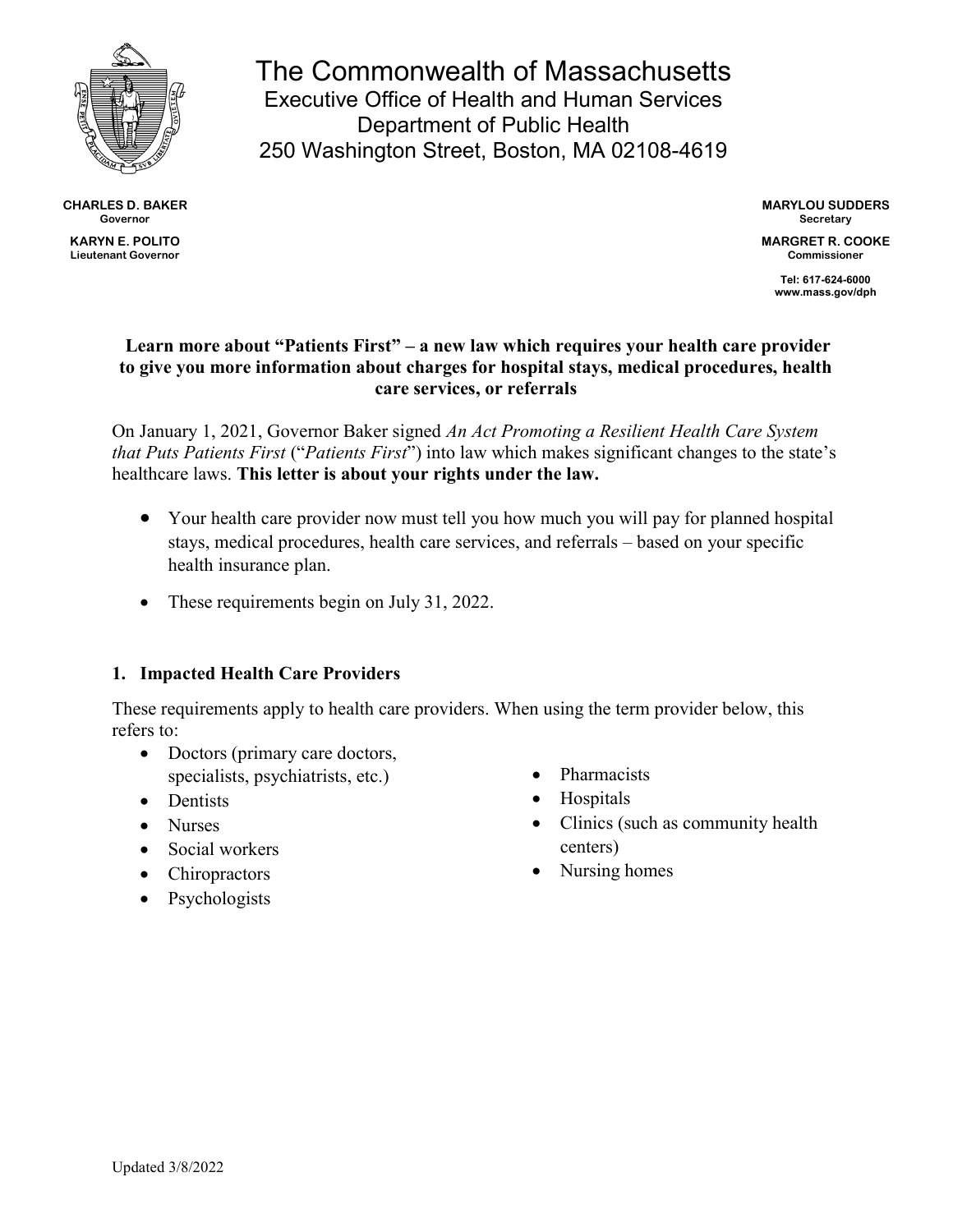# The Commonwealth of Massachusetts

Executive Office of Health and Human Services
Department of Public Health
250 Washington Street, Boston, MA 02108-4619

**CHARLES D. BAKER**
**Governor**

**KARYN E. POLITO**
**Lieutenant Governor**

**MARYLOU SUDDERS**
**Secretary**

**MARGRET R. COOKE**
**Commissioner**

**Tel: 617-624-6000**
**www.mass.gov/dph**

**Learn more about "Patients First" – a new law which requires your health care provider to give you more information about charges for hospital stays, medical procedures, health care services, or referrals**

On January 1, 2021, Governor Baker signed *An Act Promoting a Resilient Health Care System that Puts Patients First* ("*Patients First*") into law which makes significant changes to the state's healthcare laws. **This letter is about your rights under the law.**

- Your health care provider now must tell you how much you will pay for planned hospital stays, medical procedures, health care services, and referrals – based on your specific health insurance plan.
- These requirements begin on July 31, 2022.

## 1. Impacted Health Care Providers

These requirements apply to health care providers. When using the term provider below, this refers to:

- Doctors (primary care doctors, specialists, psychiatrists, etc.)
- Dentists
- Nurses
- Social workers
- Chiropractors
- Psychologists
- Pharmacists
- Hospitals
- Clinics (such as community health centers)
- Nursing homes

Updated 3/8/2022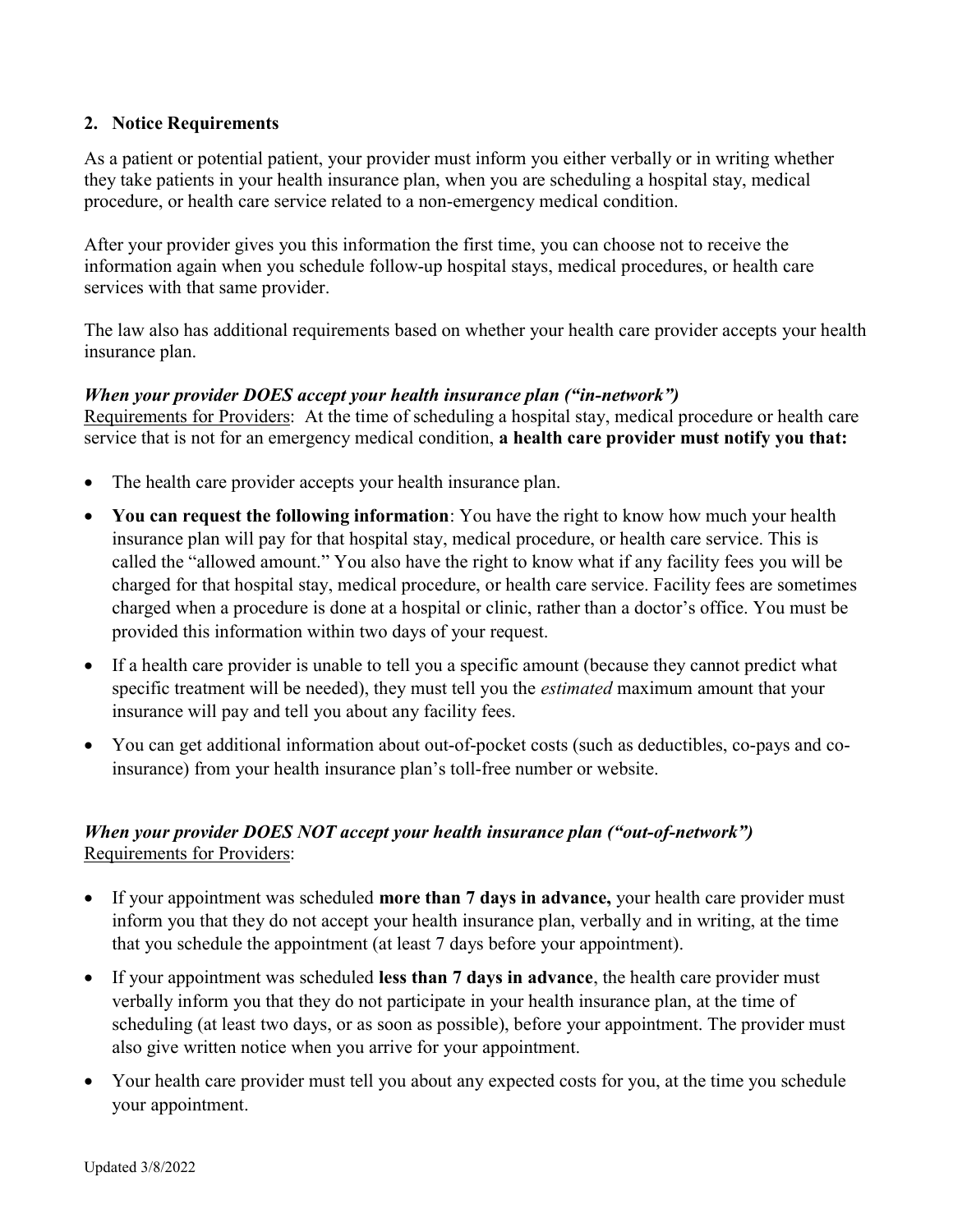## 2. Notice Requirements

As a patient or potential patient, your provider must inform you either verbally or in writing whether they take patients in your health insurance plan, when you are scheduling a hospital stay, medical procedure, or health care service related to a non-emergency medical condition.

After your provider gives you this information the first time, you can choose not to receive the information again when you schedule follow-up hospital stays, medical procedures, or health care services with that same provider.

The law also has additional requirements based on whether your health care provider accepts your health insurance plan.

***When your provider DOES accept your health insurance plan ("in-network")***

Requirements for Providers: At the time of scheduling a hospital stay, medical procedure or health care service that is not for an emergency medical condition, **a health care provider must notify you that:**

- The health care provider accepts your health insurance plan.
- **You can request the following information**: You have the right to know how much your health insurance plan will pay for that hospital stay, medical procedure, or health care service. This is called the "allowed amount." You also have the right to know what if any facility fees you will be charged for that hospital stay, medical procedure, or health care service. Facility fees are sometimes charged when a procedure is done at a hospital or clinic, rather than a doctor's office. You must be provided this information within two days of your request.
- If a health care provider is unable to tell you a specific amount (because they cannot predict what specific treatment will be needed), they must tell you the *estimated* maximum amount that your insurance will pay and tell you about any facility fees.
- You can get additional information about out-of-pocket costs (such as deductibles, co-pays and co-insurance) from your health insurance plan's toll-free number or website.

***When your provider DOES NOT accept your health insurance plan ("out-of-network")***

Requirements for Providers:

- If your appointment was scheduled **more than 7 days in advance,** your health care provider must inform you that they do not accept your health insurance plan, verbally and in writing, at the time that you schedule the appointment (at least 7 days before your appointment).
- If your appointment was scheduled **less than 7 days in advance**, the health care provider must verbally inform you that they do not participate in your health insurance plan, at the time of scheduling (at least two days, or as soon as possible), before your appointment. The provider must also give written notice when you arrive for your appointment.
- Your health care provider must tell you about any expected costs for you, at the time you schedule your appointment.

Updated 3/8/2022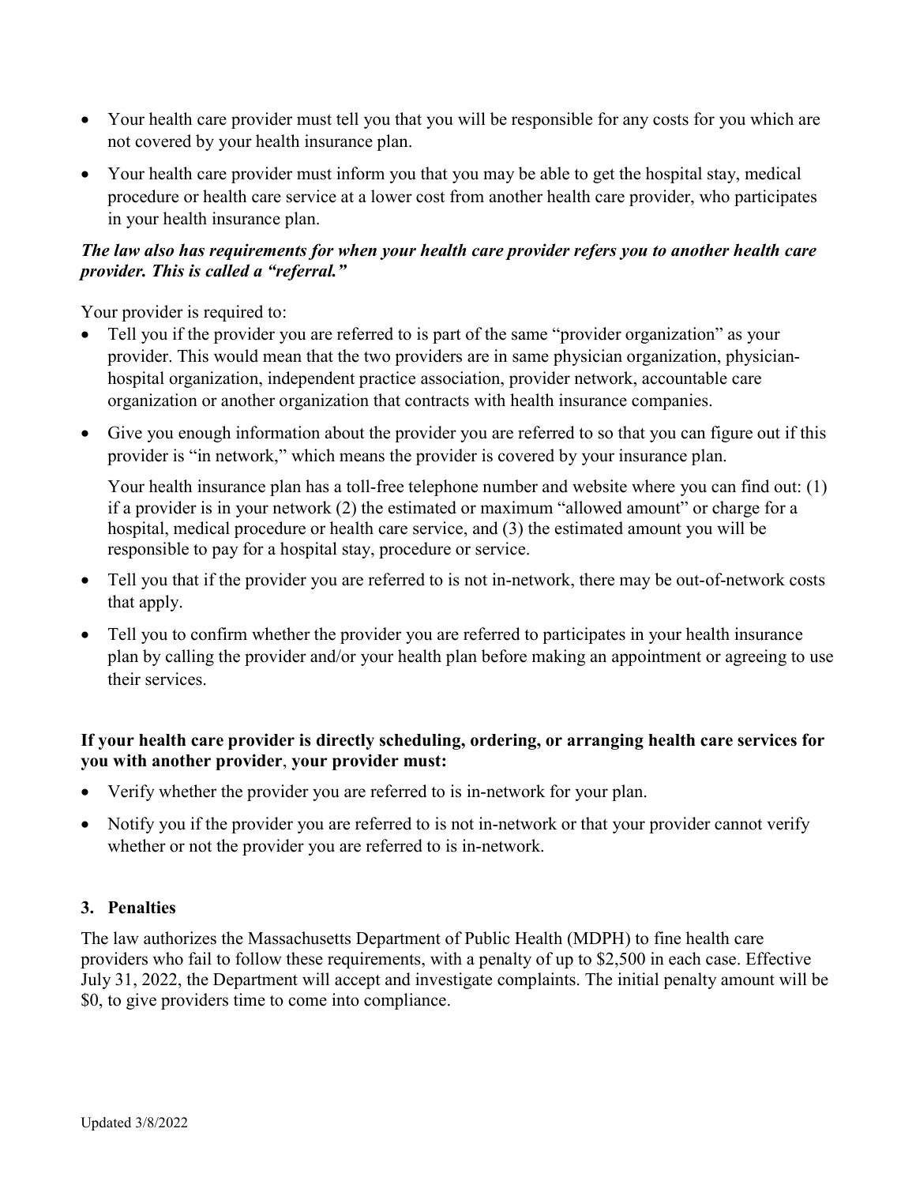- Your health care provider must tell you that you will be responsible for any costs for you which are not covered by your health insurance plan.
- Your health care provider must inform you that you may be able to get the hospital stay, medical procedure or health care service at a lower cost from another health care provider, who participates in your health insurance plan.

***The law also has requirements for when your health care provider refers you to another health care provider. This is called a "referral."***

Your provider is required to:

- Tell you if the provider you are referred to is part of the same "provider organization" as your provider. This would mean that the two providers are in same physician organization, physician-hospital organization, independent practice association, provider network, accountable care organization or another organization that contracts with health insurance companies.
- Give you enough information about the provider you are referred to so that you can figure out if this provider is "in network," which means the provider is covered by your insurance plan.

  Your health insurance plan has a toll-free telephone number and website where you can find out: (1) if a provider is in your network (2) the estimated or maximum "allowed amount" or charge for a hospital, medical procedure or health care service, and (3) the estimated amount you will be responsible to pay for a hospital stay, procedure or service.
- Tell you that if the provider you are referred to is not in-network, there may be out-of-network costs that apply.
- Tell you to confirm whether the provider you are referred to participates in your health insurance plan by calling the provider and/or your health plan before making an appointment or agreeing to use their services.

**If your health care provider is directly scheduling, ordering, or arranging health care services for you with another provider**, **your provider must:**

- Verify whether the provider you are referred to is in-network for your plan.
- Notify you if the provider you are referred to is not in-network or that your provider cannot verify whether or not the provider you are referred to is in-network.

### 3. Penalties

The law authorizes the Massachusetts Department of Public Health (MDPH) to fine health care providers who fail to follow these requirements, with a penalty of up to $2,500 in each case. Effective July 31, 2022, the Department will accept and investigate complaints. The initial penalty amount will be $0, to give providers time to come into compliance.

Updated 3/8/2022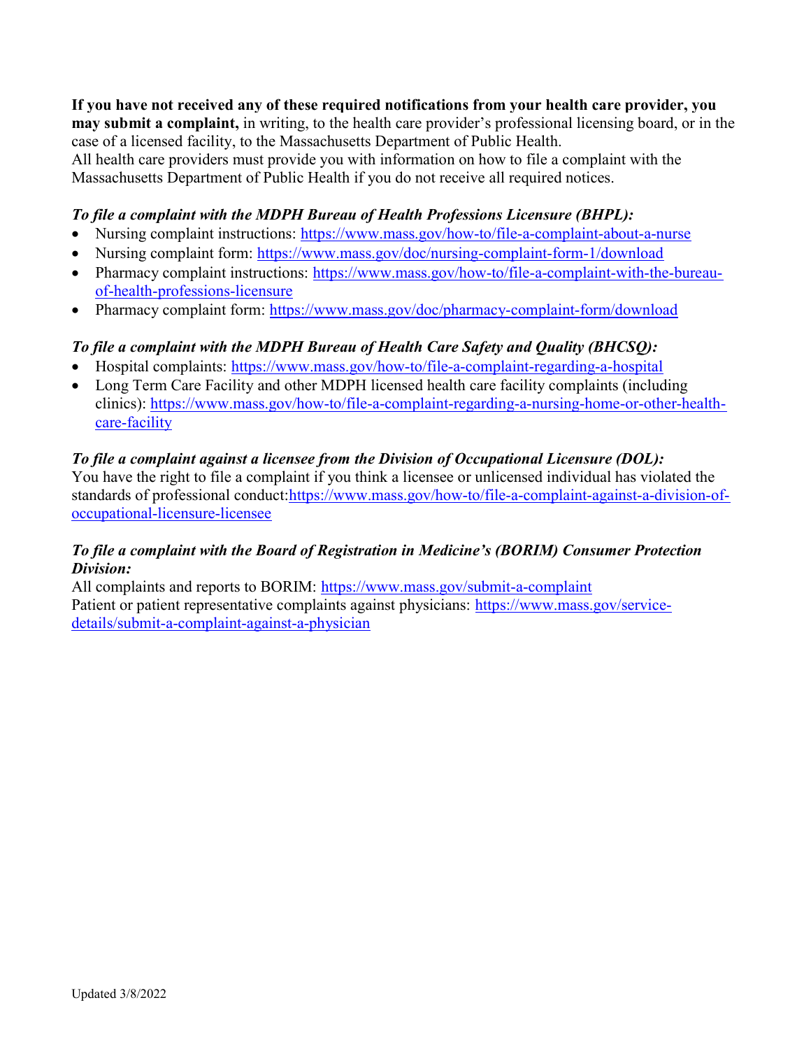**If you have not received any of these required notifications from your health care provider, you may submit a complaint,** in writing, to the health care provider's professional licensing board, or in the case of a licensed facility, to the Massachusetts Department of Public Health.
All health care providers must provide you with information on how to file a complaint with the Massachusetts Department of Public Health if you do not receive all required notices.

***To file a complaint with the MDPH Bureau of Health Professions Licensure (BHPL):***

- Nursing complaint instructions: https://www.mass.gov/how-to/file-a-complaint-about-a-nurse
- Nursing complaint form: https://www.mass.gov/doc/nursing-complaint-form-1/download
- Pharmacy complaint instructions: https://www.mass.gov/how-to/file-a-complaint-with-the-bureau-of-health-professions-licensure
- Pharmacy complaint form: https://www.mass.gov/doc/pharmacy-complaint-form/download

***To file a complaint with the MDPH Bureau of Health Care Safety and Quality (BHCSQ):***

- Hospital complaints: https://www.mass.gov/how-to/file-a-complaint-regarding-a-hospital
- Long Term Care Facility and other MDPH licensed health care facility complaints (including clinics): https://www.mass.gov/how-to/file-a-complaint-regarding-a-nursing-home-or-other-health-care-facility

***To file a complaint against a licensee from the Division of Occupational Licensure (DOL):***

You have the right to file a complaint if you think a licensee or unlicensed individual has violated the standards of professional conduct:https://www.mass.gov/how-to/file-a-complaint-against-a-division-of-occupational-licensure-licensee

***To file a complaint with the Board of Registration in Medicine's (BORIM) Consumer Protection Division:***

All complaints and reports to BORIM: https://www.mass.gov/submit-a-complaint
Patient or patient representative complaints against physicians: https://www.mass.gov/service-details/submit-a-complaint-against-a-physician

Updated 3/8/2022